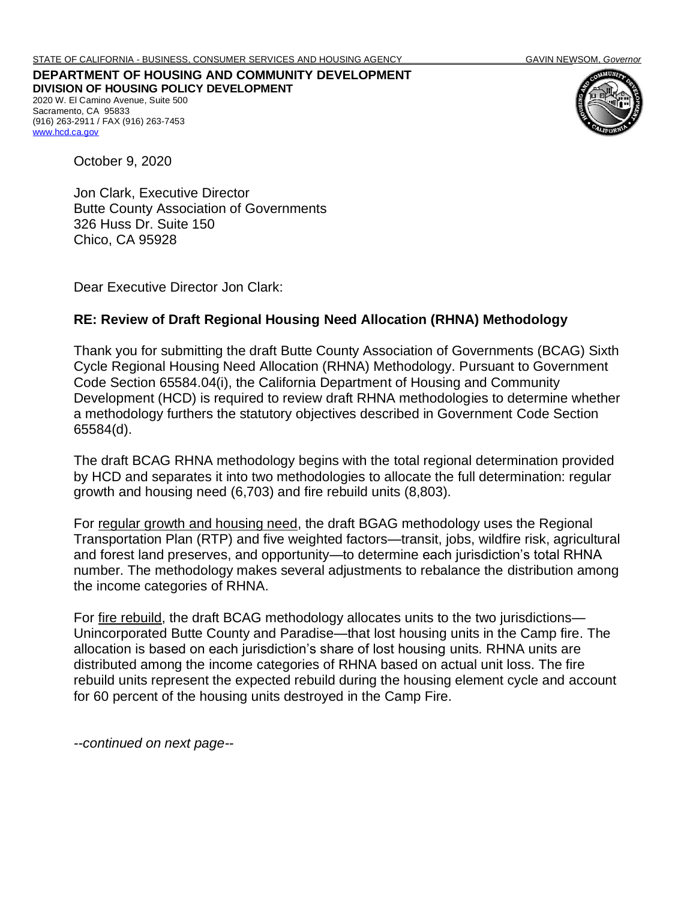STATE OF CALIFORNIA - BUSINESS, CONSUMER SERVICES AND HOUSING AGENCY GAVIN NEWSOM, *Governor*

**DEPARTMENT OF HOUSING AND COMMUNITY DEVELOPMENT**
**DIVISION OF HOUSING POLICY DEVELOPMENT**
2020 W. El Camino Avenue, Suite 500
Sacramento, CA 95833
(916) 263-2911 / FAX (916) 263-7453
www.hcd.ca.gov

October 9, 2020

Jon Clark, Executive Director
Butte County Association of Governments
326 Huss Dr. Suite 150
Chico, CA 95928

Dear Executive Director Jon Clark:

**RE: Review of Draft Regional Housing Need Allocation (RHNA) Methodology**

Thank you for submitting the draft Butte County Association of Governments (BCAG) Sixth Cycle Regional Housing Need Allocation (RHNA) Methodology. Pursuant to Government Code Section 65584.04(i), the California Department of Housing and Community Development (HCD) is required to review draft RHNA methodologies to determine whether a methodology furthers the statutory objectives described in Government Code Section 65584(d).

The draft BCAG RHNA methodology begins with the total regional determination provided by HCD and separates it into two methodologies to allocate the full determination: regular growth and housing need (6,703) and fire rebuild units (8,803).

For regular growth and housing need, the draft BGAG methodology uses the Regional Transportation Plan (RTP) and five weighted factors—transit, jobs, wildfire risk, agricultural and forest land preserves, and opportunity—to determine each jurisdiction's total RHNA number. The methodology makes several adjustments to rebalance the distribution among the income categories of RHNA.

For fire rebuild, the draft BCAG methodology allocates units to the two jurisdictions—Unincorporated Butte County and Paradise—that lost housing units in the Camp fire. The allocation is based on each jurisdiction's share of lost housing units. RHNA units are distributed among the income categories of RHNA based on actual unit loss. The fire rebuild units represent the expected rebuild during the housing element cycle and account for 60 percent of the housing units destroyed in the Camp Fire.

*--continued on next page--*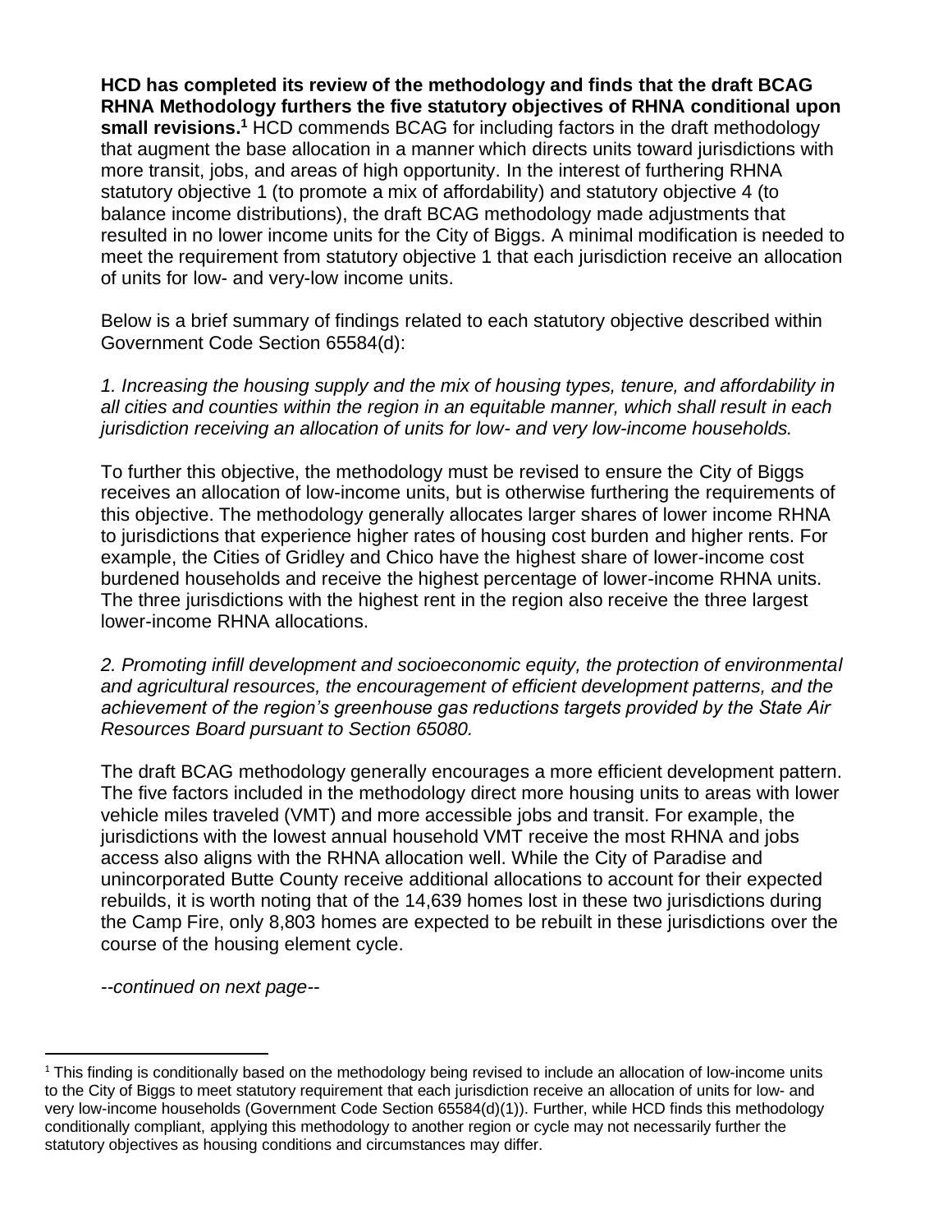**HCD has completed its review of the methodology and finds that the draft BCAG RHNA Methodology furthers the five statutory objectives of RHNA conditional upon small revisions.**[1] HCD commends BCAG for including factors in the draft methodology that augment the base allocation in a manner which directs units toward jurisdictions with more transit, jobs, and areas of high opportunity. In the interest of furthering RHNA statutory objective 1 (to promote a mix of affordability) and statutory objective 4 (to balance income distributions), the draft BCAG methodology made adjustments that resulted in no lower income units for the City of Biggs. A minimal modification is needed to meet the requirement from statutory objective 1 that each jurisdiction receive an allocation of units for low- and very-low income units.

Below is a brief summary of findings related to each statutory objective described within Government Code Section 65584(d):

*1. Increasing the housing supply and the mix of housing types, tenure, and affordability in all cities and counties within the region in an equitable manner, which shall result in each jurisdiction receiving an allocation of units for low- and very low-income households.*

To further this objective, the methodology must be revised to ensure the City of Biggs receives an allocation of low-income units, but is otherwise furthering the requirements of this objective. The methodology generally allocates larger shares of lower income RHNA to jurisdictions that experience higher rates of housing cost burden and higher rents. For example, the Cities of Gridley and Chico have the highest share of lower-income cost burdened households and receive the highest percentage of lower-income RHNA units. The three jurisdictions with the highest rent in the region also receive the three largest lower-income RHNA allocations.

*2. Promoting infill development and socioeconomic equity, the protection of environmental and agricultural resources, the encouragement of efficient development patterns, and the achievement of the region's greenhouse gas reductions targets provided by the State Air Resources Board pursuant to Section 65080.*

The draft BCAG methodology generally encourages a more efficient development pattern. The five factors included in the methodology direct more housing units to areas with lower vehicle miles traveled (VMT) and more accessible jobs and transit. For example, the jurisdictions with the lowest annual household VMT receive the most RHNA and jobs access also aligns with the RHNA allocation well. While the City of Paradise and unincorporated Butte County receive additional allocations to account for their expected rebuilds, it is worth noting that of the 14,639 homes lost in these two jurisdictions during the Camp Fire, only 8,803 homes are expected to be rebuilt in these jurisdictions over the course of the housing element cycle.

*--continued on next page--*

[1] This finding is conditionally based on the methodology being revised to include an allocation of low-income units to the City of Biggs to meet statutory requirement that each jurisdiction receive an allocation of units for low- and very low-income households (Government Code Section 65584(d)(1)). Further, while HCD finds this methodology conditionally compliant, applying this methodology to another region or cycle may not necessarily further the statutory objectives as housing conditions and circumstances may differ.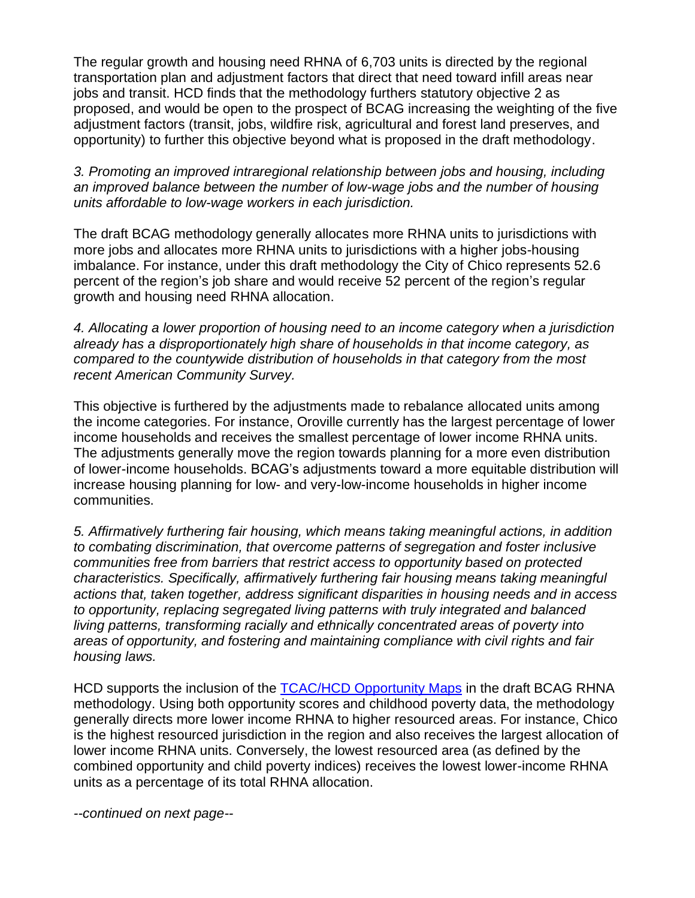The regular growth and housing need RHNA of 6,703 units is directed by the regional transportation plan and adjustment factors that direct that need toward infill areas near jobs and transit. HCD finds that the methodology furthers statutory objective 2 as proposed, and would be open to the prospect of BCAG increasing the weighting of the five adjustment factors (transit, jobs, wildfire risk, agricultural and forest land preserves, and opportunity) to further this objective beyond what is proposed in the draft methodology.

*3. Promoting an improved intraregional relationship between jobs and housing, including an improved balance between the number of low-wage jobs and the number of housing units affordable to low-wage workers in each jurisdiction.*

The draft BCAG methodology generally allocates more RHNA units to jurisdictions with more jobs and allocates more RHNA units to jurisdictions with a higher jobs-housing imbalance. For instance, under this draft methodology the City of Chico represents 52.6 percent of the region's job share and would receive 52 percent of the region's regular growth and housing need RHNA allocation.

*4. Allocating a lower proportion of housing need to an income category when a jurisdiction already has a disproportionately high share of households in that income category, as compared to the countywide distribution of households in that category from the most recent American Community Survey.*

This objective is furthered by the adjustments made to rebalance allocated units among the income categories. For instance, Oroville currently has the largest percentage of lower income households and receives the smallest percentage of lower income RHNA units. The adjustments generally move the region towards planning for a more even distribution of lower-income households. BCAG's adjustments toward a more equitable distribution will increase housing planning for low- and very-low-income households in higher income communities.

*5. Affirmatively furthering fair housing, which means taking meaningful actions, in addition to combating discrimination, that overcome patterns of segregation and foster inclusive communities free from barriers that restrict access to opportunity based on protected characteristics. Specifically, affirmatively furthering fair housing means taking meaningful actions that, taken together, address significant disparities in housing needs and in access to opportunity, replacing segregated living patterns with truly integrated and balanced living patterns, transforming racially and ethnically concentrated areas of poverty into areas of opportunity, and fostering and maintaining compliance with civil rights and fair housing laws.*

HCD supports the inclusion of the TCAC/HCD Opportunity Maps in the draft BCAG RHNA methodology. Using both opportunity scores and childhood poverty data, the methodology generally directs more lower income RHNA to higher resourced areas. For instance, Chico is the highest resourced jurisdiction in the region and also receives the largest allocation of lower income RHNA units. Conversely, the lowest resourced area (as defined by the combined opportunity and child poverty indices) receives the lowest lower-income RHNA units as a percentage of its total RHNA allocation.

*--continued on next page--*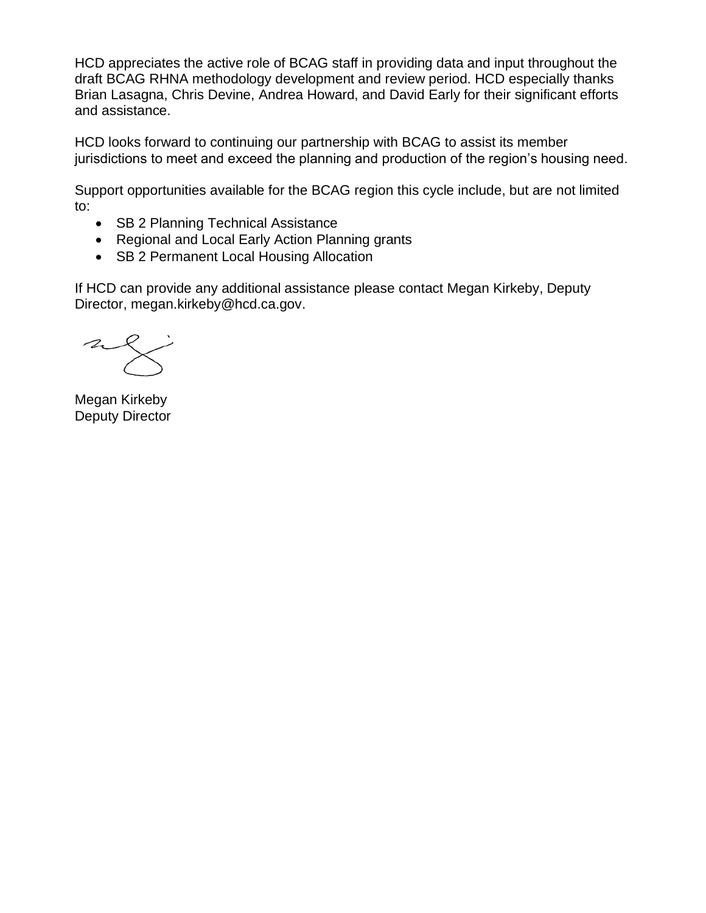HCD appreciates the active role of BCAG staff in providing data and input throughout the draft BCAG RHNA methodology development and review period. HCD especially thanks Brian Lasagna, Chris Devine, Andrea Howard, and David Early for their significant efforts and assistance.

HCD looks forward to continuing our partnership with BCAG to assist its member jurisdictions to meet and exceed the planning and production of the region's housing need.

Support opportunities available for the BCAG region this cycle include, but are not limited to:

- SB 2 Planning Technical Assistance
- Regional and Local Early Action Planning grants
- SB 2 Permanent Local Housing Allocation

If HCD can provide any additional assistance please contact Megan Kirkeby, Deputy Director, megan.kirkeby@hcd.ca.gov.

Megan Kirkeby
Deputy Director